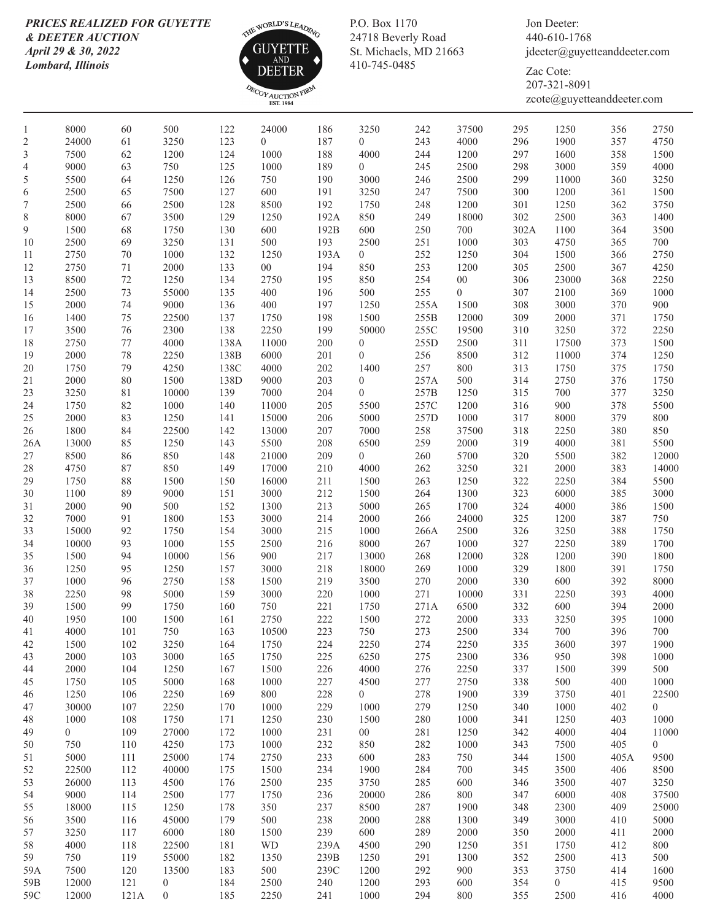***PRICES REALIZED FOR GUYETTE & DEETER AUCTION***
***April 29 & 30, 2022***
***Lombard, Illinois***

THE WORLD'S LEADING GUYETTE AND DEETER DECOY AUCTION FIRM EST. 1984

P.O. Box 1170
24718 Beverly Road
St. Michaels, MD 21663
410-745-0485

Jon Deeter:
440-610-1768
jdeeter@guyetteanddeeter.com

Zac Cote:
207-321-8091
zcote@guyetteanddeeter.com

| Lot | Price | Lot | Price | Lot | Price | Lot | Price | Lot | Price | Lot | Price | Lot | Price |
|---|---|---|---|---|---|---|---|---|---|---|---|---|---|
| 1 | 8000 | 60 | 500 | 122 | 24000 | 186 | 3250 | 242 | 37500 | 295 | 1250 | 356 | 2750 |
| 2 | 24000 | 61 | 3250 | 123 | 0 | 187 | 0 | 243 | 4000 | 296 | 1900 | 357 | 4750 |
| 3 | 7500 | 62 | 1200 | 124 | 1000 | 188 | 4000 | 244 | 1200 | 297 | 1600 | 358 | 1500 |
| 4 | 9000 | 63 | 750 | 125 | 1000 | 189 | 0 | 245 | 2500 | 298 | 3000 | 359 | 4000 |
| 5 | 5500 | 64 | 1250 | 126 | 750 | 190 | 3000 | 246 | 2500 | 299 | 11000 | 360 | 3250 |
| 6 | 2500 | 65 | 7500 | 127 | 600 | 191 | 3250 | 247 | 7500 | 300 | 1200 | 361 | 1500 |
| 7 | 2500 | 66 | 2500 | 128 | 8500 | 192 | 1750 | 248 | 1200 | 301 | 1250 | 362 | 3750 |
| 8 | 8000 | 67 | 3500 | 129 | 1250 | 192A | 850 | 249 | 18000 | 302 | 2500 | 363 | 1400 |
| 9 | 1500 | 68 | 1750 | 130 | 600 | 192B | 600 | 250 | 700 | 302A | 1100 | 364 | 3500 |
| 10 | 2500 | 69 | 3250 | 131 | 500 | 193 | 2500 | 251 | 1000 | 303 | 4750 | 365 | 700 |
| 11 | 2750 | 70 | 1000 | 132 | 1250 | 193A | 0 | 252 | 1250 | 304 | 1500 | 366 | 2750 |
| 12 | 2750 | 71 | 2000 | 133 | 00 | 194 | 850 | 253 | 1200 | 305 | 2500 | 367 | 4250 |
| 13 | 8500 | 72 | 1250 | 134 | 2750 | 195 | 850 | 254 | 00 | 306 | 23000 | 368 | 2250 |
| 14 | 2500 | 73 | 55000 | 135 | 400 | 196 | 500 | 255 | 0 | 307 | 2100 | 369 | 1000 |
| 15 | 2000 | 74 | 9000 | 136 | 400 | 197 | 1250 | 255A | 1500 | 308 | 3000 | 370 | 900 |
| 16 | 1400 | 75 | 22500 | 137 | 1750 | 198 | 1500 | 255B | 12000 | 309 | 2000 | 371 | 1750 |
| 17 | 3500 | 76 | 2300 | 138 | 2250 | 199 | 50000 | 255C | 19500 | 310 | 3250 | 372 | 2250 |
| 18 | 2750 | 77 | 4000 | 138A | 11000 | 200 | 0 | 255D | 2500 | 311 | 17500 | 373 | 1500 |
| 19 | 2000 | 78 | 2250 | 138B | 6000 | 201 | 0 | 256 | 8500 | 312 | 11000 | 374 | 1250 |
| 20 | 1750 | 79 | 4250 | 138C | 4000 | 202 | 1400 | 257 | 800 | 313 | 1750 | 375 | 1750 |
| 21 | 2000 | 80 | 1500 | 138D | 9000 | 203 | 0 | 257A | 500 | 314 | 2750 | 376 | 1750 |
| 23 | 3250 | 81 | 10000 | 139 | 7000 | 204 | 0 | 257B | 1250 | 315 | 700 | 377 | 3250 |
| 24 | 1750 | 82 | 1000 | 140 | 11000 | 205 | 5500 | 257C | 1200 | 316 | 900 | 378 | 5500 |
| 25 | 2000 | 83 | 1250 | 141 | 15000 | 206 | 5000 | 257D | 1000 | 317 | 8000 | 379 | 800 |
| 26 | 1800 | 84 | 22500 | 142 | 13000 | 207 | 7000 | 258 | 37500 | 318 | 2250 | 380 | 850 |
| 26A | 13000 | 85 | 1250 | 143 | 5500 | 208 | 6500 | 259 | 2000 | 319 | 4000 | 381 | 5500 |
| 27 | 8500 | 86 | 850 | 148 | 21000 | 209 | 0 | 260 | 5700 | 320 | 5500 | 382 | 12000 |
| 28 | 4750 | 87 | 850 | 149 | 17000 | 210 | 4000 | 262 | 3250 | 321 | 2000 | 383 | 14000 |
| 29 | 1750 | 88 | 1500 | 150 | 16000 | 211 | 1500 | 263 | 1250 | 322 | 2250 | 384 | 5500 |
| 30 | 1100 | 89 | 9000 | 151 | 3000 | 212 | 1500 | 264 | 1300 | 323 | 6000 | 385 | 3000 |
| 31 | 2000 | 90 | 500 | 152 | 1300 | 213 | 5000 | 265 | 1700 | 324 | 4000 | 386 | 1500 |
| 32 | 7000 | 91 | 1800 | 153 | 3000 | 214 | 2000 | 266 | 24000 | 325 | 1200 | 387 | 750 |
| 33 | 15000 | 92 | 1750 | 154 | 3000 | 215 | 1000 | 266A | 2500 | 326 | 3250 | 388 | 1750 |
| 34 | 10000 | 93 | 1000 | 155 | 2500 | 216 | 8000 | 267 | 1000 | 327 | 2250 | 389 | 1700 |
| 35 | 1500 | 94 | 10000 | 156 | 900 | 217 | 13000 | 268 | 12000 | 328 | 1200 | 390 | 1800 |
| 36 | 1250 | 95 | 1250 | 157 | 3000 | 218 | 18000 | 269 | 1000 | 329 | 1800 | 391 | 1750 |
| 37 | 1000 | 96 | 2750 | 158 | 1500 | 219 | 3500 | 270 | 2000 | 330 | 600 | 392 | 8000 |
| 38 | 2250 | 98 | 5000 | 159 | 3000 | 220 | 1000 | 271 | 10000 | 331 | 2250 | 393 | 4000 |
| 39 | 1500 | 99 | 1750 | 160 | 750 | 221 | 1750 | 271A | 6500 | 332 | 600 | 394 | 2000 |
| 40 | 1950 | 100 | 1500 | 161 | 2750 | 222 | 1500 | 272 | 2000 | 333 | 3250 | 395 | 1000 |
| 41 | 4000 | 101 | 750 | 163 | 10500 | 223 | 750 | 273 | 2500 | 334 | 700 | 396 | 700 |
| 42 | 1500 | 102 | 3250 | 164 | 1750 | 224 | 2250 | 274 | 2250 | 335 | 3600 | 397 | 1900 |
| 43 | 2000 | 103 | 3000 | 165 | 1750 | 225 | 6250 | 275 | 2300 | 336 | 950 | 398 | 1000 |
| 44 | 2000 | 104 | 1250 | 167 | 1500 | 226 | 4000 | 276 | 2250 | 337 | 1500 | 399 | 500 |
| 45 | 1750 | 105 | 5000 | 168 | 1000 | 227 | 4500 | 277 | 2750 | 338 | 500 | 400 | 1000 |
| 46 | 1250 | 106 | 2250 | 169 | 800 | 228 | 0 | 278 | 1900 | 339 | 3750 | 401 | 22500 |
| 47 | 30000 | 107 | 2250 | 170 | 1000 | 229 | 1000 | 279 | 1250 | 340 | 1000 | 402 | 0 |
| 48 | 1000 | 108 | 1750 | 171 | 1250 | 230 | 1500 | 280 | 1000 | 341 | 1250 | 403 | 1000 |
| 49 | 0 | 109 | 27000 | 172 | 1000 | 231 | 00 | 281 | 1250 | 342 | 4000 | 404 | 11000 |
| 50 | 750 | 110 | 4250 | 173 | 1000 | 232 | 850 | 282 | 1000 | 343 | 7500 | 405 | 0 |
| 51 | 5000 | 111 | 25000 | 174 | 2750 | 233 | 600 | 283 | 750 | 344 | 1500 | 405A | 9500 |
| 52 | 22500 | 112 | 40000 | 175 | 1500 | 234 | 1900 | 284 | 700 | 345 | 3500 | 406 | 8500 |
| 53 | 26000 | 113 | 4500 | 176 | 2500 | 235 | 3750 | 285 | 600 | 346 | 3500 | 407 | 3250 |
| 54 | 9000 | 114 | 2500 | 177 | 1750 | 236 | 20000 | 286 | 800 | 347 | 6000 | 408 | 37500 |
| 55 | 18000 | 115 | 1250 | 178 | 350 | 237 | 8500 | 287 | 1900 | 348 | 2300 | 409 | 25000 |
| 56 | 3500 | 116 | 45000 | 179 | 500 | 238 | 2000 | 288 | 1300 | 349 | 3000 | 410 | 5000 |
| 57 | 3250 | 117 | 6000 | 180 | 1500 | 239 | 600 | 289 | 2000 | 350 | 2000 | 411 | 2000 |
| 58 | 4000 | 118 | 22500 | 181 | WD | 239A | 4500 | 290 | 1250 | 351 | 1750 | 412 | 800 |
| 59 | 750 | 119 | 55000 | 182 | 1350 | 239B | 1250 | 291 | 1300 | 352 | 2500 | 413 | 500 |
| 59A | 7500 | 120 | 13500 | 183 | 500 | 239C | 1200 | 292 | 900 | 353 | 3750 | 414 | 1600 |
| 59B | 12000 | 121 | 0 | 184 | 2500 | 240 | 1200 | 293 | 600 | 354 | 0 | 415 | 9500 |
| 59C | 12000 | 121A | 0 | 185 | 2250 | 241 | 1000 | 294 | 800 | 355 | 2500 | 416 | 4000 |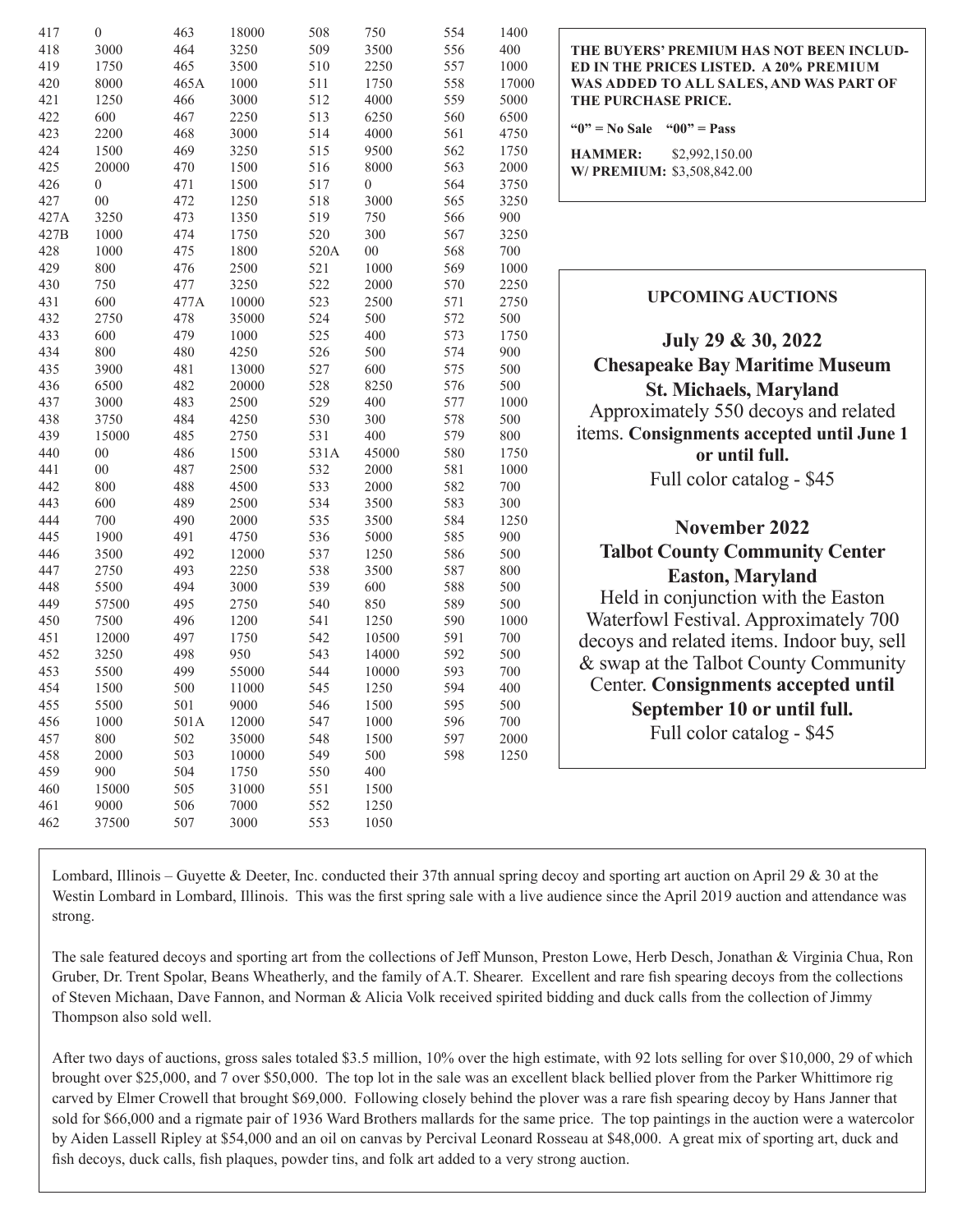| | | | | | | | | | |
|---|---|---|---|---|---|---|---|---|---|
| 417 | 0 | 463 | 18000 | 508 | 750 | 554 | 1400 | | |
| 418 | 3000 | 464 | 3250 | 509 | 3500 | 556 | 400 | | |
| 419 | 1750 | 465 | 3500 | 510 | 2250 | 557 | 1000 | | |
| 420 | 8000 | 465A | 1000 | 511 | 1750 | 558 | 17000 | | |
| 421 | 1250 | 466 | 3000 | 512 | 4000 | 559 | 5000 | | |
| 422 | 600 | 467 | 2250 | 513 | 6250 | 560 | 6500 | | |
| 423 | 2200 | 468 | 3000 | 514 | 4000 | 561 | 4750 | | |
| 424 | 1500 | 469 | 3250 | 515 | 9500 | 562 | 1750 | | |
| 425 | 20000 | 470 | 1500 | 516 | 8000 | 563 | 2000 | | |
| 426 | 0 | 471 | 1500 | 517 | 0 | 564 | 3750 | | |
| 427 | 00 | 472 | 1250 | 518 | 3000 | 565 | 3250 | | |
| 427A | 3250 | 473 | 1350 | 519 | 750 | 566 | 900 | | |
| 427B | 1000 | 474 | 1750 | 520 | 300 | 567 | 3250 | | |
| 428 | 1000 | 475 | 1800 | 520A | 00 | 568 | 700 | | |
| 429 | 800 | 476 | 2500 | 521 | 1000 | 569 | 1000 | | |
| 430 | 750 | 477 | 3250 | 522 | 2000 | 570 | 2250 | | |
| 431 | 600 | 477A | 10000 | 523 | 2500 | 571 | 2750 | | |
| 432 | 2750 | 478 | 35000 | 524 | 500 | 572 | 500 | | |
| 433 | 600 | 479 | 1000 | 525 | 400 | 573 | 1750 | | |
| 434 | 800 | 480 | 4250 | 526 | 500 | 574 | 900 | | |
| 435 | 3900 | 481 | 13000 | 527 | 600 | 575 | 500 | | |
| 436 | 6500 | 482 | 20000 | 528 | 8250 | 576 | 500 | | |
| 437 | 3000 | 483 | 2500 | 529 | 400 | 577 | 1000 | | |
| 438 | 3750 | 484 | 4250 | 530 | 300 | 578 | 500 | | |
| 439 | 15000 | 485 | 2750 | 531 | 400 | 579 | 800 | | |
| 440 | 00 | 486 | 1500 | 531A | 45000 | 580 | 1750 | | |
| 441 | 00 | 487 | 2500 | 532 | 2000 | 581 | 1000 | | |
| 442 | 800 | 488 | 4500 | 533 | 2000 | 582 | 700 | | |
| 443 | 600 | 489 | 2500 | 534 | 3500 | 583 | 300 | | |
| 444 | 700 | 490 | 2000 | 535 | 3500 | 584 | 1250 | | |
| 445 | 1900 | 491 | 4750 | 536 | 5000 | 585 | 900 | | |
| 446 | 3500 | 492 | 12000 | 537 | 1250 | 586 | 500 | | |
| 447 | 2750 | 493 | 2250 | 538 | 3500 | 587 | 800 | | |
| 448 | 5500 | 494 | 3000 | 539 | 600 | 588 | 500 | | |
| 449 | 57500 | 495 | 2750 | 540 | 850 | 589 | 500 | | |
| 450 | 7500 | 496 | 1200 | 541 | 1250 | 590 | 1000 | | |
| 451 | 12000 | 497 | 1750 | 542 | 10500 | 591 | 700 | | |
| 452 | 3250 | 498 | 950 | 543 | 14000 | 592 | 500 | | |
| 453 | 5500 | 499 | 55000 | 544 | 10000 | 593 | 700 | | |
| 454 | 1500 | 500 | 11000 | 545 | 1250 | 594 | 400 | | |
| 455 | 5500 | 501 | 9000 | 546 | 1500 | 595 | 500 | | |
| 456 | 1000 | 501A | 12000 | 547 | 1000 | 596 | 700 | | |
| 457 | 800 | 502 | 35000 | 548 | 1500 | 597 | 2000 | | |
| 458 | 2000 | 503 | 10000 | 549 | 500 | 598 | 1250 | | |
| 459 | 900 | 504 | 1750 | 550 | 400 | | | | |
| 460 | 15000 | 505 | 31000 | 551 | 1500 | | | | |
| 461 | 9000 | 506 | 7000 | 552 | 1250 | | | | |
| 462 | 37500 | 507 | 3000 | 553 | 1050 | | | | |

**THE BUYERS' PREMIUM HAS NOT BEEN INCLUDED IN THE PRICES LISTED. A 20% PREMIUM WAS ADDED TO ALL SALES, AND WAS PART OF THE PURCHASE PRICE.**

**"0" = No Sale "00" = Pass**

**HAMMER:** $2,992,150.00
**W/ PREMIUM:** $3,508,842.00

## UPCOMING AUCTIONS

**July 29 & 30, 2022**
**Chesapeake Bay Maritime Museum**
**St. Michaels, Maryland**

Approximately 550 decoys and related items. **Consignments accepted until June 1 or until full.**

Full color catalog - $45

**November 2022**
**Talbot County Community Center**
**Easton, Maryland**

Held in conjunction with the Easton Waterfowl Festival. Approximately 700 decoys and related items. Indoor buy, sell & swap at the Talbot County Community Center. **Consignments accepted until September 10 or until full.**

Full color catalog - $45

Lombard, Illinois – Guyette & Deeter, Inc. conducted their 37th annual spring decoy and sporting art auction on April 29 & 30 at the Westin Lombard in Lombard, Illinois. This was the first spring sale with a live audience since the April 2019 auction and attendance was strong.

The sale featured decoys and sporting art from the collections of Jeff Munson, Preston Lowe, Herb Desch, Jonathan & Virginia Chua, Ron Gruber, Dr. Trent Spolar, Beans Wheatherly, and the family of A.T. Shearer. Excellent and rare fish spearing decoys from the collections of Steven Michaan, Dave Fannon, and Norman & Alicia Volk received spirited bidding and duck calls from the collection of Jimmy Thompson also sold well.

After two days of auctions, gross sales totaled $3.5 million, 10% over the high estimate, with 92 lots selling for over $10,000, 29 of which brought over $25,000, and 7 over $50,000. The top lot in the sale was an excellent black bellied plover from the Parker Whittimore rig carved by Elmer Crowell that brought $69,000. Following closely behind the plover was a rare fish spearing decoy by Hans Janner that sold for $66,000 and a rigmate pair of 1936 Ward Brothers mallards for the same price. The top paintings in the auction were a watercolor by Aiden Lassell Ripley at $54,000 and an oil on canvas by Percival Leonard Rosseau at $48,000. A great mix of sporting art, duck and fish decoys, duck calls, fish plaques, powder tins, and folk art added to a very strong auction.